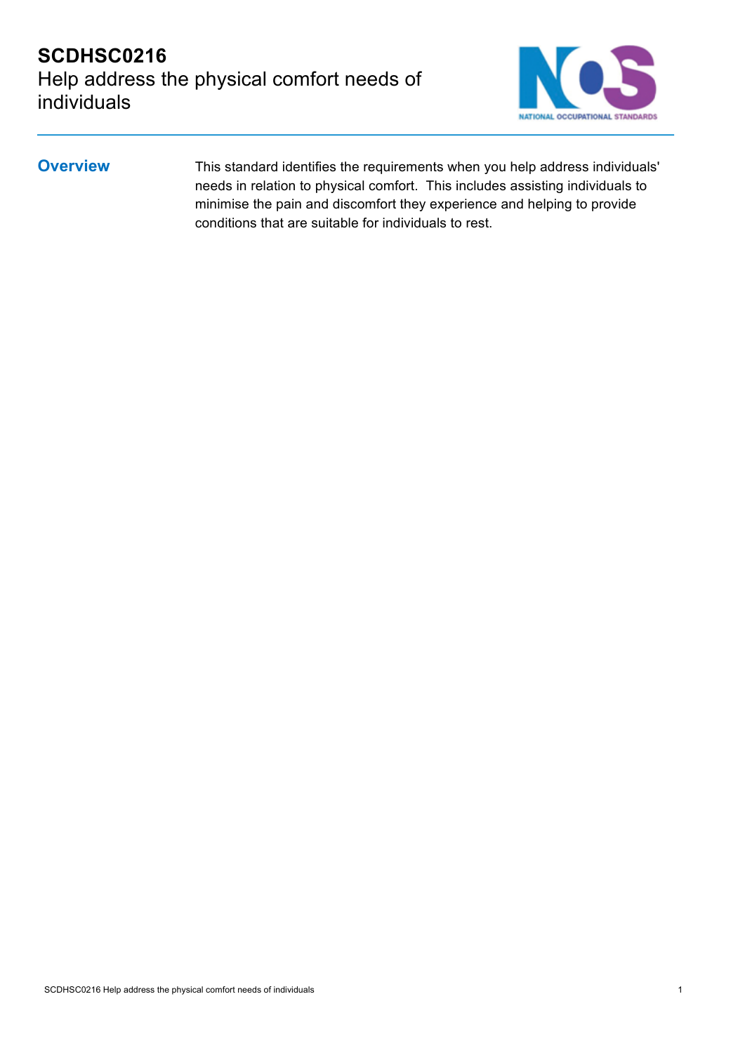# SCDHSC0216
## Help address the physical comfort needs of individuals

### Overview

This standard identifies the requirements when you help address individuals' needs in relation to physical comfort. This includes assisting individuals to minimise the pain and discomfort they experience and helping to provide conditions that are suitable for individuals to rest.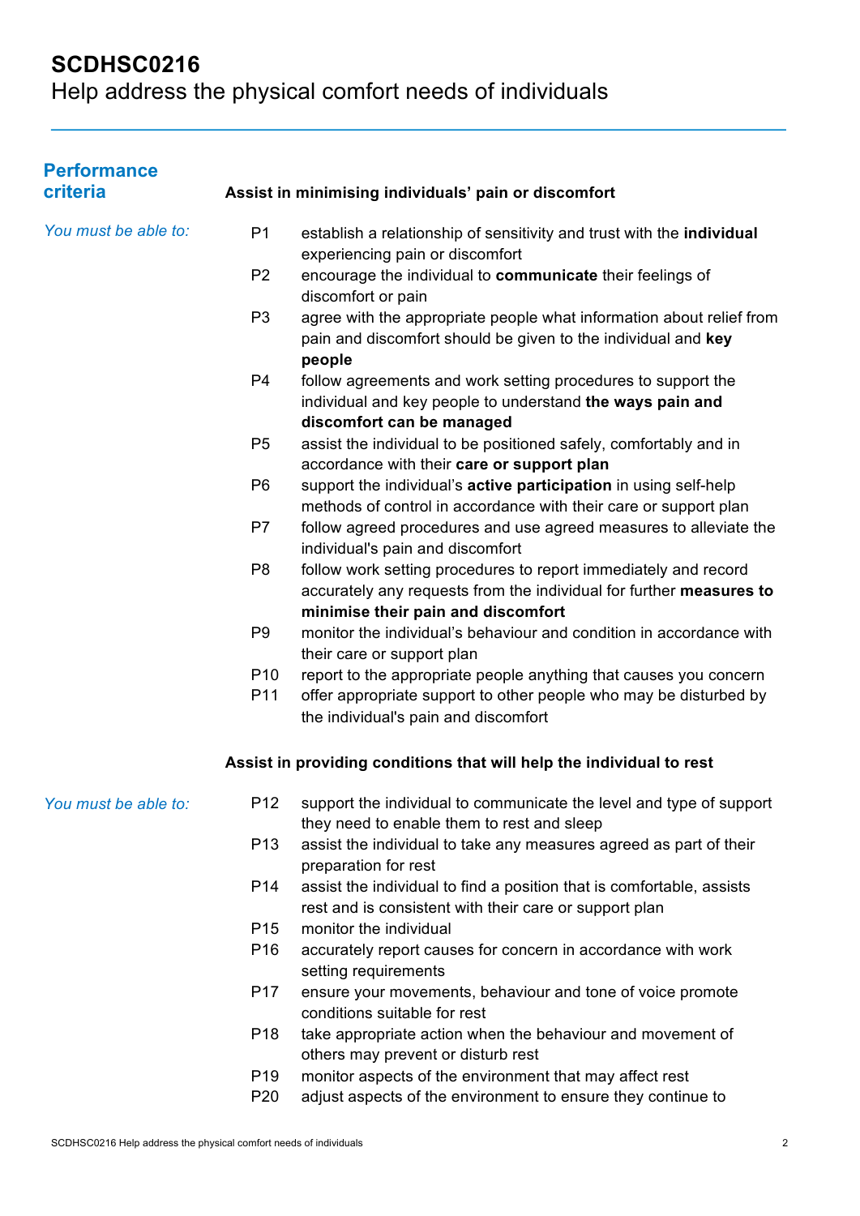# SCDHSC0216
Help address the physical comfort needs of individuals

## Performance criteria

### Assist in minimising individuals' pain or discomfort

*You must be able to:*

- P1 establish a relationship of sensitivity and trust with the **individual** experiencing pain or discomfort
- P2 encourage the individual to **communicate** their feelings of discomfort or pain
- P3 agree with the appropriate people what information about relief from pain and discomfort should be given to the individual and **key people**
- P4 follow agreements and work setting procedures to support the individual and key people to understand **the ways pain and discomfort can be managed**
- P5 assist the individual to be positioned safely, comfortably and in accordance with their **care or support plan**
- P6 support the individual's **active participation** in using self-help methods of control in accordance with their care or support plan
- P7 follow agreed procedures and use agreed measures to alleviate the individual's pain and discomfort
- P8 follow work setting procedures to report immediately and record accurately any requests from the individual for further **measures to minimise their pain and discomfort**
- P9 monitor the individual's behaviour and condition in accordance with their care or support plan
- P10 report to the appropriate people anything that causes you concern
- P11 offer appropriate support to other people who may be disturbed by the individual's pain and discomfort

### Assist in providing conditions that will help the individual to rest

*You must be able to:*

- P12 support the individual to communicate the level and type of support they need to enable them to rest and sleep
- P13 assist the individual to take any measures agreed as part of their preparation for rest
- P14 assist the individual to find a position that is comfortable, assists rest and is consistent with their care or support plan
- P15 monitor the individual
- P16 accurately report causes for concern in accordance with work setting requirements
- P17 ensure your movements, behaviour and tone of voice promote conditions suitable for rest
- P18 take appropriate action when the behaviour and movement of others may prevent or disturb rest
- P19 monitor aspects of the environment that may affect rest
- P20 adjust aspects of the environment to ensure they continue to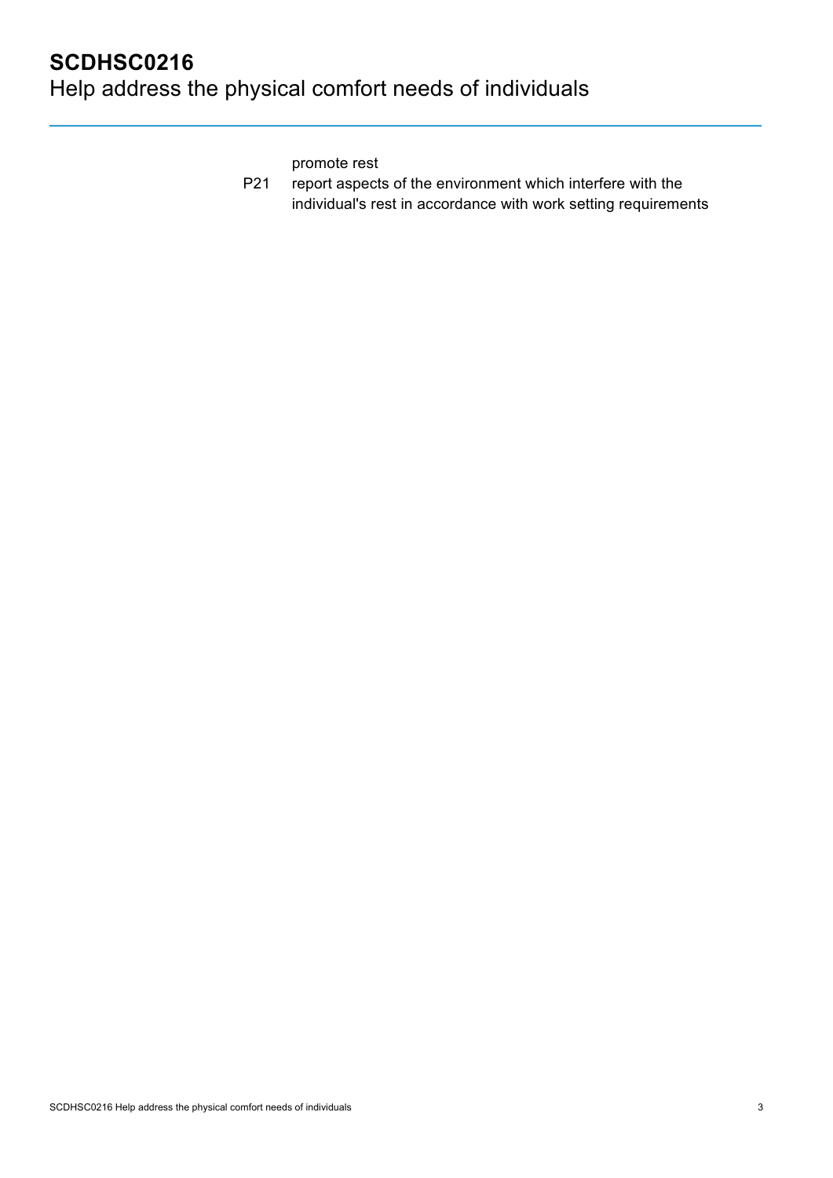promote rest

P21 report aspects of the environment which interfere with the individual's rest in accordance with work setting requirements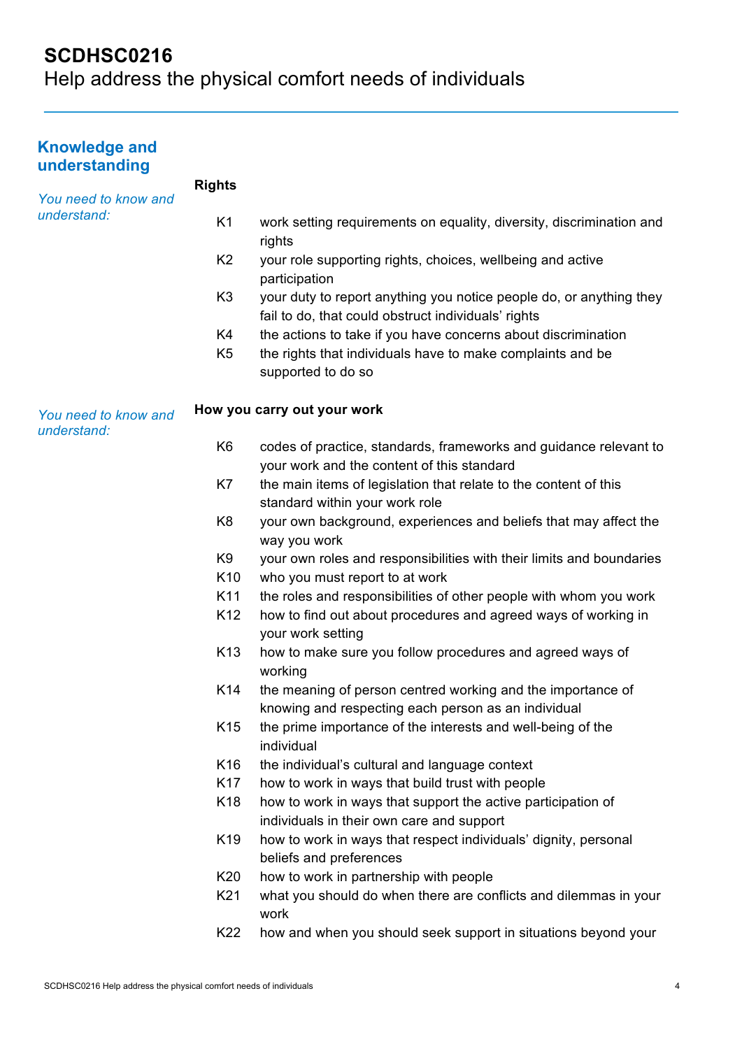# SCDHSC0216
Help address the physical comfort needs of individuals

## Knowledge and understanding

*You need to know and understand:*

**Rights**

| | |
|---|---|
| K1 | work setting requirements on equality, diversity, discrimination and rights |
| K2 | your role supporting rights, choices, wellbeing and active participation |
| K3 | your duty to report anything you notice people do, or anything they fail to do, that could obstruct individuals' rights |
| K4 | the actions to take if you have concerns about discrimination |
| K5 | the rights that individuals have to make complaints and be supported to do so |

*You need to know and understand:*

**How you carry out your work**

| | |
|---|---|
| K6 | codes of practice, standards, frameworks and guidance relevant to your work and the content of this standard |
| K7 | the main items of legislation that relate to the content of this standard within your work role |
| K8 | your own background, experiences and beliefs that may affect the way you work |
| K9 | your own roles and responsibilities with their limits and boundaries |
| K10 | who you must report to at work |
| K11 | the roles and responsibilities of other people with whom you work |
| K12 | how to find out about procedures and agreed ways of working in your work setting |
| K13 | how to make sure you follow procedures and agreed ways of working |
| K14 | the meaning of person centred working and the importance of knowing and respecting each person as an individual |
| K15 | the prime importance of the interests and well-being of the individual |
| K16 | the individual's cultural and language context |
| K17 | how to work in ways that build trust with people |
| K18 | how to work in ways that support the active participation of individuals in their own care and support |
| K19 | how to work in ways that respect individuals' dignity, personal beliefs and preferences |
| K20 | how to work in partnership with people |
| K21 | what you should do when there are conflicts and dilemmas in your work |
| K22 | how and when you should seek support in situations beyond your |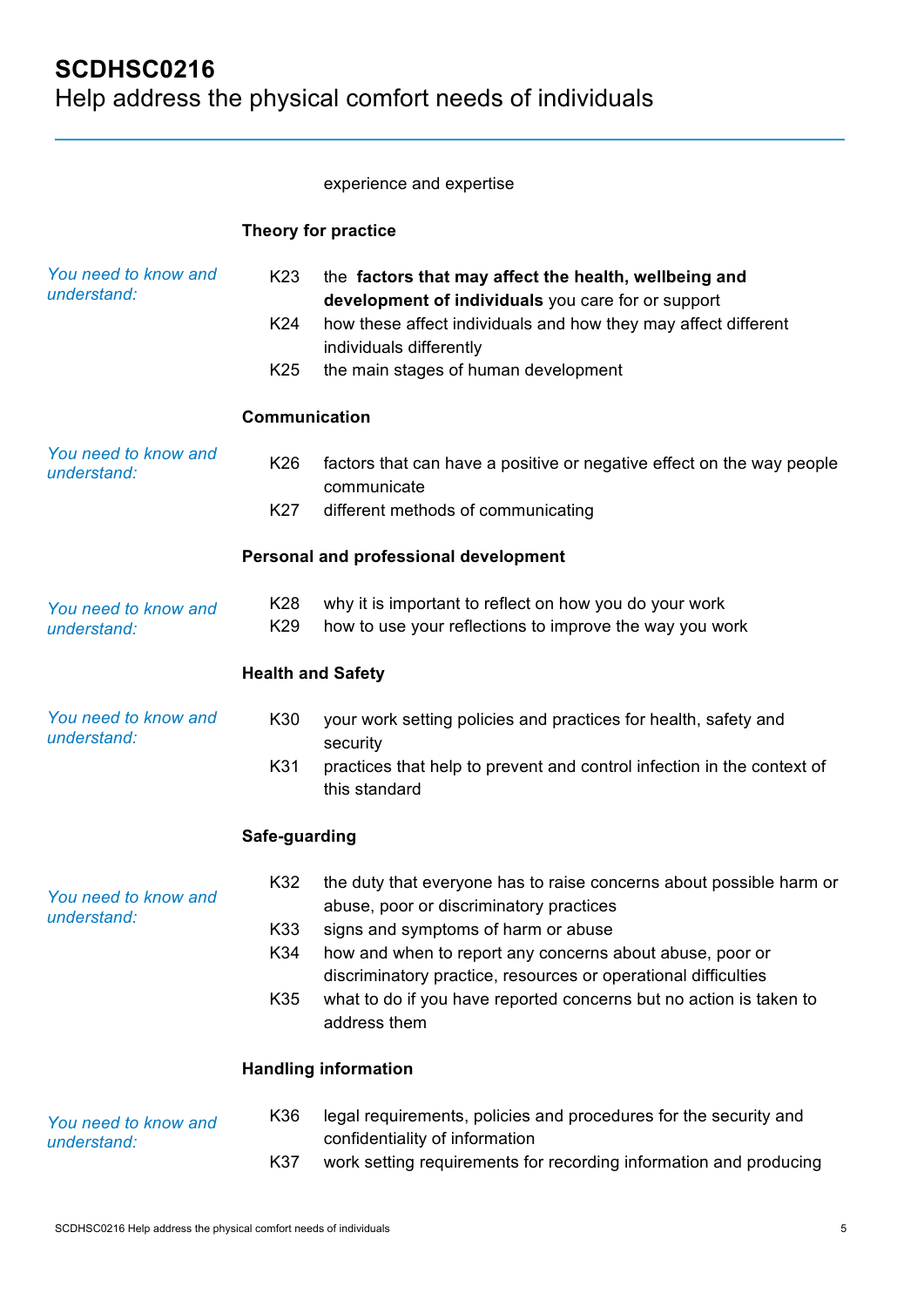experience and expertise

**Theory for practice**

*You need to know and understand:*

K23 the **factors that may affect the health, wellbeing and development of individuals** you care for or support
K24 how these affect individuals and how they may affect different individuals differently
K25 the main stages of human development

**Communication**

*You need to know and understand:*

K26 factors that can have a positive or negative effect on the way people communicate
K27 different methods of communicating

**Personal and professional development**

*You need to know and understand:*

K28 why it is important to reflect on how you do your work
K29 how to use your reflections to improve the way you work

**Health and Safety**

*You need to know and understand:*

K30 your work setting policies and practices for health, safety and security
K31 practices that help to prevent and control infection in the context of this standard

**Safe-guarding**

*You need to know and understand:*

K32 the duty that everyone has to raise concerns about possible harm or abuse, poor or discriminatory practices
K33 signs and symptoms of harm or abuse
K34 how and when to report any concerns about abuse, poor or discriminatory practice, resources or operational difficulties
K35 what to do if you have reported concerns but no action is taken to address them

**Handling information**

*You need to know and understand:*

K36 legal requirements, policies and procedures for the security and confidentiality of information
K37 work setting requirements for recording information and producing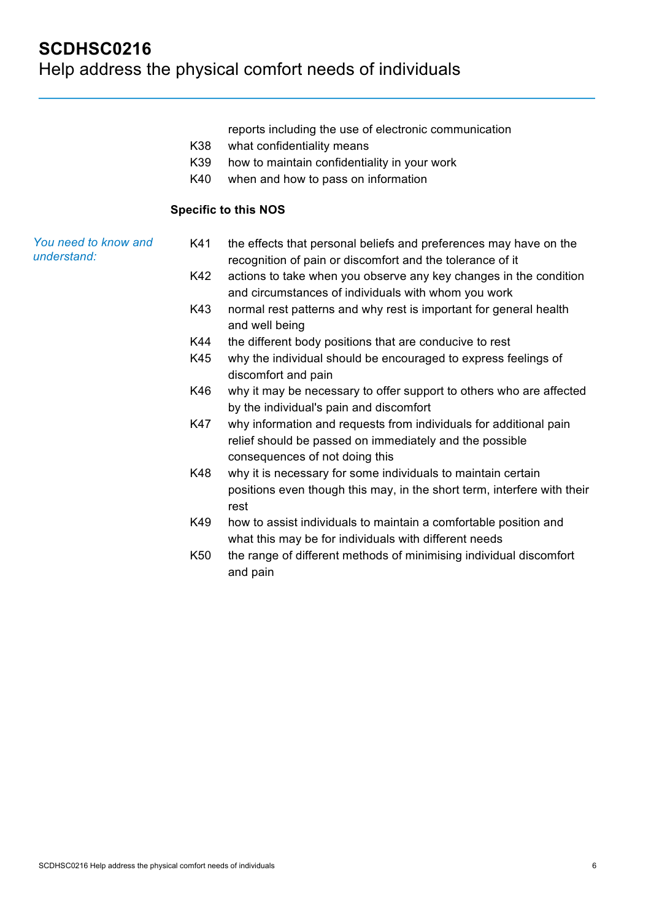reports including the use of electronic communication

K38 what confidentiality means

K39 how to maintain confidentiality in your work

K40 when and how to pass on information

**Specific to this NOS**

*You need to know and understand:*

K41 the effects that personal beliefs and preferences may have on the recognition of pain or discomfort and the tolerance of it

K42 actions to take when you observe any key changes in the condition and circumstances of individuals with whom you work

K43 normal rest patterns and why rest is important for general health and well being

K44 the different body positions that are conducive to rest

K45 why the individual should be encouraged to express feelings of discomfort and pain

K46 why it may be necessary to offer support to others who are affected by the individual's pain and discomfort

K47 why information and requests from individuals for additional pain relief should be passed on immediately and the possible consequences of not doing this

K48 why it is necessary for some individuals to maintain certain positions even though this may, in the short term, interfere with their rest

K49 how to assist individuals to maintain a comfortable position and what this may be for individuals with different needs

K50 the range of different methods of minimising individual discomfort and pain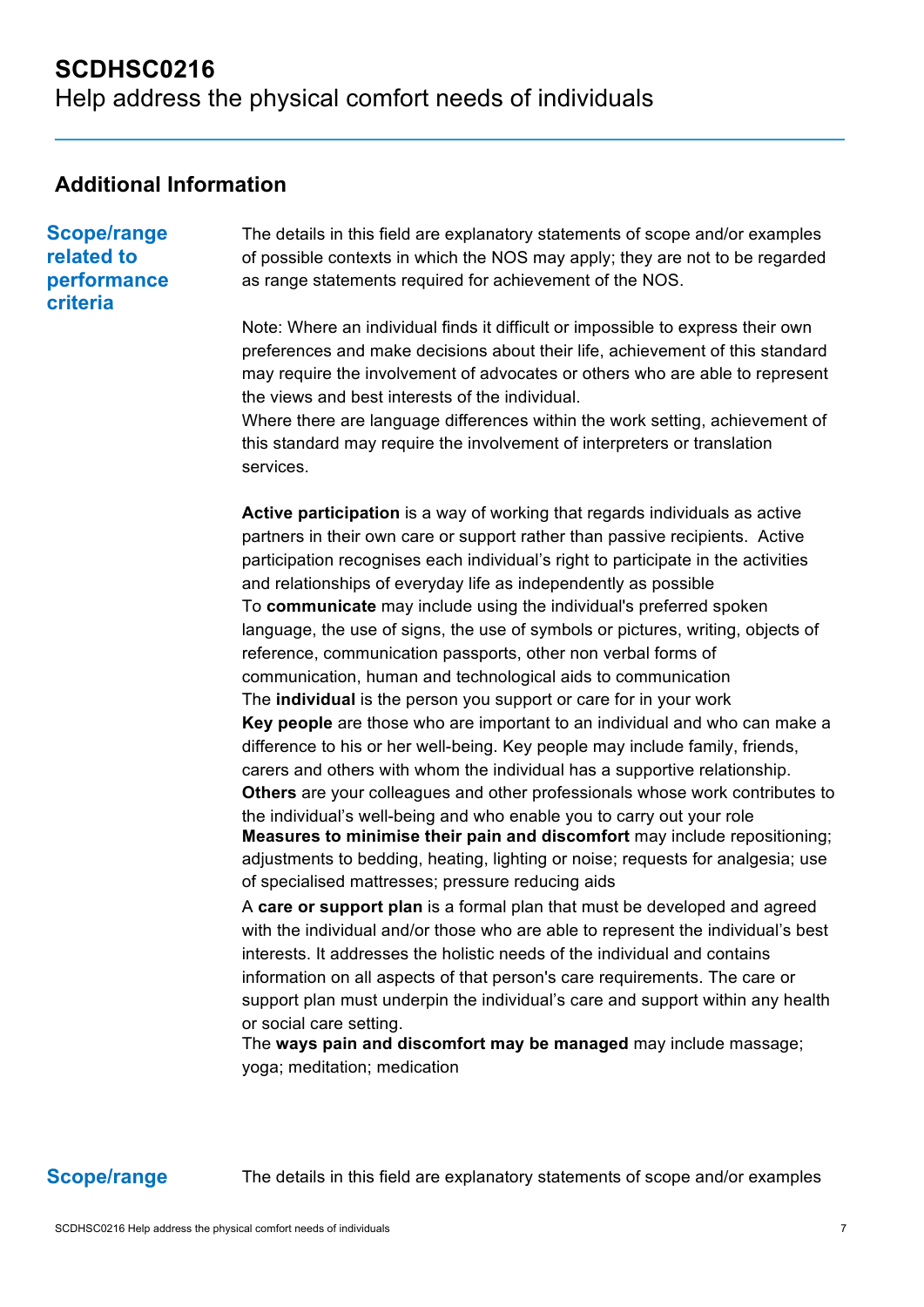# SCDHSC0216
Help address the physical comfort needs of individuals

## Additional Information

### Scope/range related to performance criteria

The details in this field are explanatory statements of scope and/or examples of possible contexts in which the NOS may apply; they are not to be regarded as range statements required for achievement of the NOS.

Note: Where an individual finds it difficult or impossible to express their own preferences and make decisions about their life, achievement of this standard may require the involvement of advocates or others who are able to represent the views and best interests of the individual.
Where there are language differences within the work setting, achievement of this standard may require the involvement of interpreters or translation services.

**Active participation** is a way of working that regards individuals as active partners in their own care or support rather than passive recipients. Active participation recognises each individual's right to participate in the activities and relationships of everyday life as independently as possible
To **communicate** may include using the individual's preferred spoken language, the use of signs, the use of symbols or pictures, writing, objects of reference, communication passports, other non verbal forms of communication, human and technological aids to communication
The **individual** is the person you support or care for in your work
**Key people** are those who are important to an individual and who can make a difference to his or her well-being. Key people may include family, friends, carers and others with whom the individual has a supportive relationship.
**Others** are your colleagues and other professionals whose work contributes to the individual's well-being and who enable you to carry out your role
**Measures to minimise their pain and discomfort** may include repositioning; adjustments to bedding, heating, lighting or noise; requests for analgesia; use of specialised mattresses; pressure reducing aids
A **care or support plan** is a formal plan that must be developed and agreed with the individual and/or those who are able to represent the individual's best interests. It addresses the holistic needs of the individual and contains information on all aspects of that person's care requirements. The care or support plan must underpin the individual's care and support within any health or social care setting.
The **ways pain and discomfort may be managed** may include massage; yoga; meditation; medication

### Scope/range

The details in this field are explanatory statements of scope and/or examples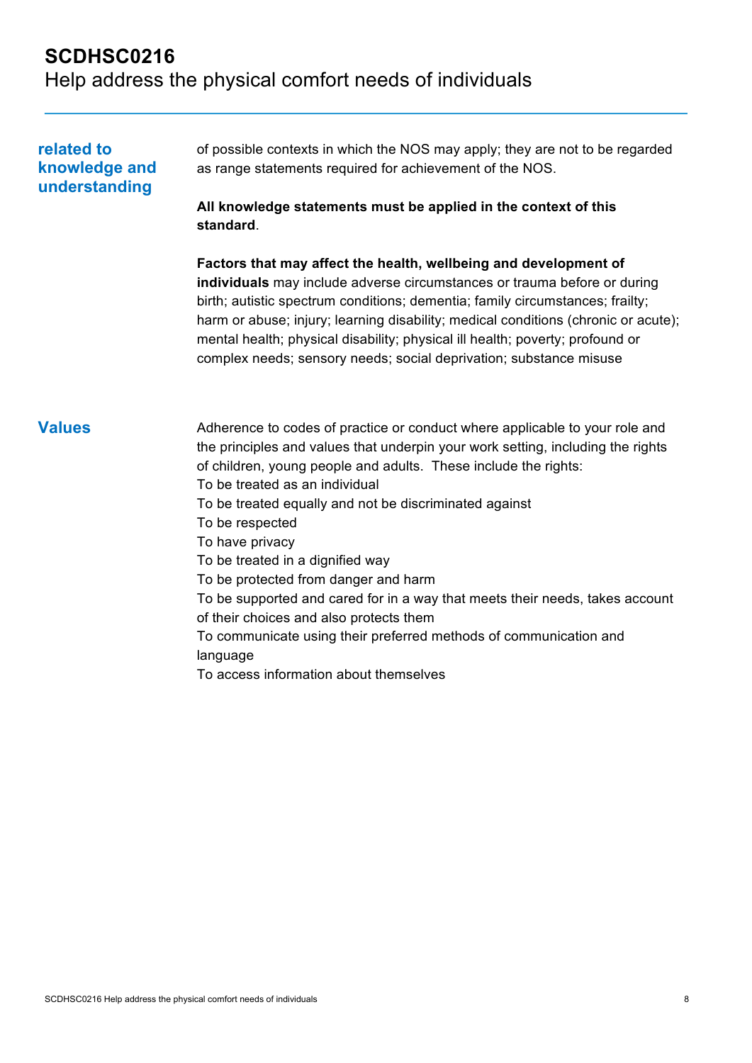**related to knowledge and understanding**

of possible contexts in which the NOS may apply; they are not to be regarded as range statements required for achievement of the NOS.

**All knowledge statements must be applied in the context of this standard**.

**Factors that may affect the health, wellbeing and development of individuals** may include adverse circumstances or trauma before or during birth; autistic spectrum conditions; dementia; family circumstances; frailty; harm or abuse; injury; learning disability; medical conditions (chronic or acute); mental health; physical disability; physical ill health; poverty; profound or complex needs; sensory needs; social deprivation; substance misuse

## Values

Adherence to codes of practice or conduct where applicable to your role and the principles and values that underpin your work setting, including the rights of children, young people and adults. These include the rights:

To be treated as an individual

To be treated equally and not be discriminated against

To be respected

To have privacy

To be treated in a dignified way

To be protected from danger and harm

To be supported and cared for in a way that meets their needs, takes account of their choices and also protects them

To communicate using their preferred methods of communication and language

To access information about themselves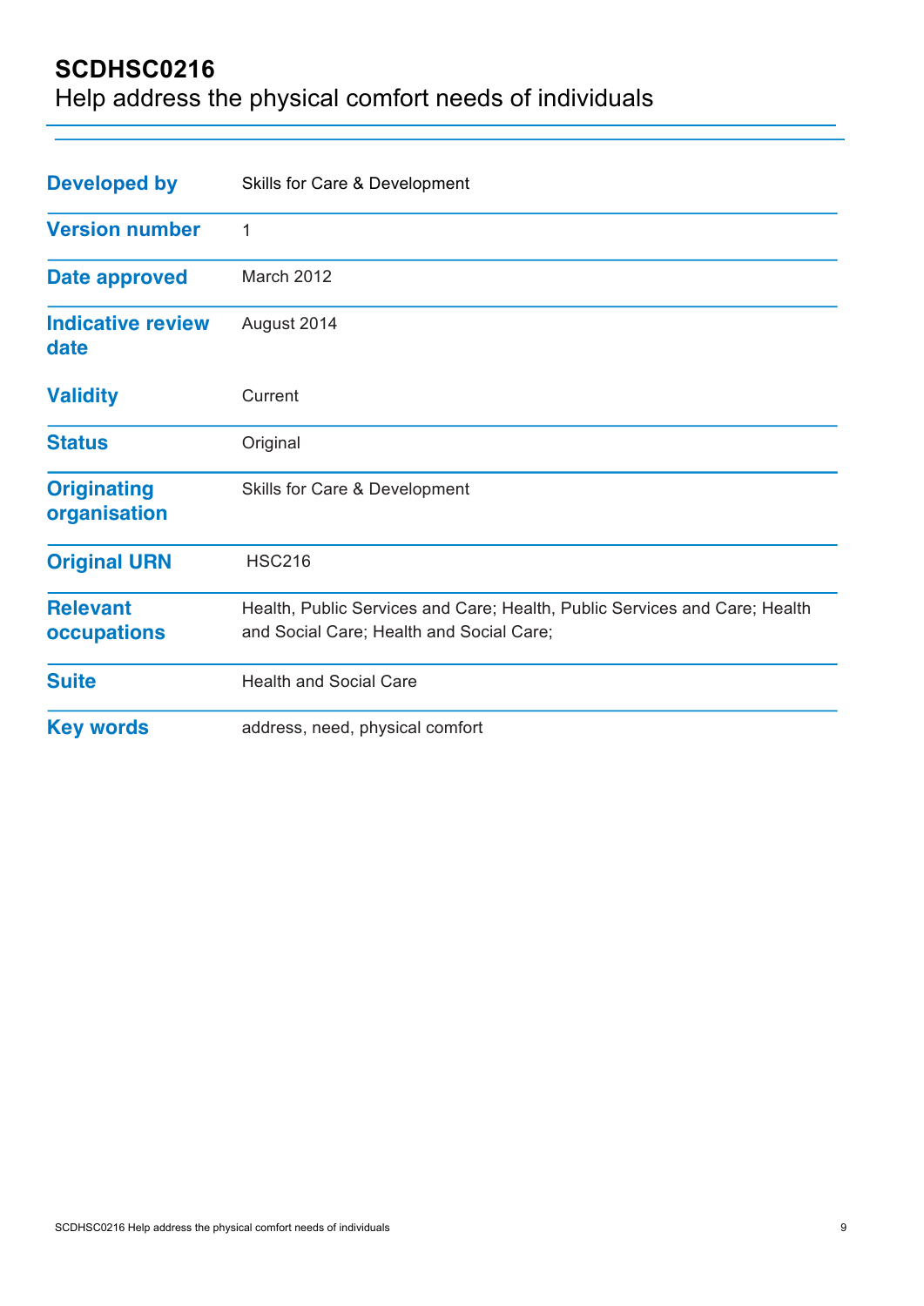# SCDHSC0216

Help address the physical comfort needs of individuals

| | |
|---|---|
| **Developed by** | Skills for Care & Development |
| **Version number** | 1 |
| **Date approved** | March 2012 |
| **Indicative review date** | August 2014 |
| **Validity** | Current |
| **Status** | Original |
| **Originating organisation** | Skills for Care & Development |
| **Original URN** | HSC216 |
| **Relevant occupations** | Health, Public Services and Care; Health, Public Services and Care; Health and Social Care; Health and Social Care; |
| **Suite** | Health and Social Care |
| **Key words** | address, need, physical comfort |